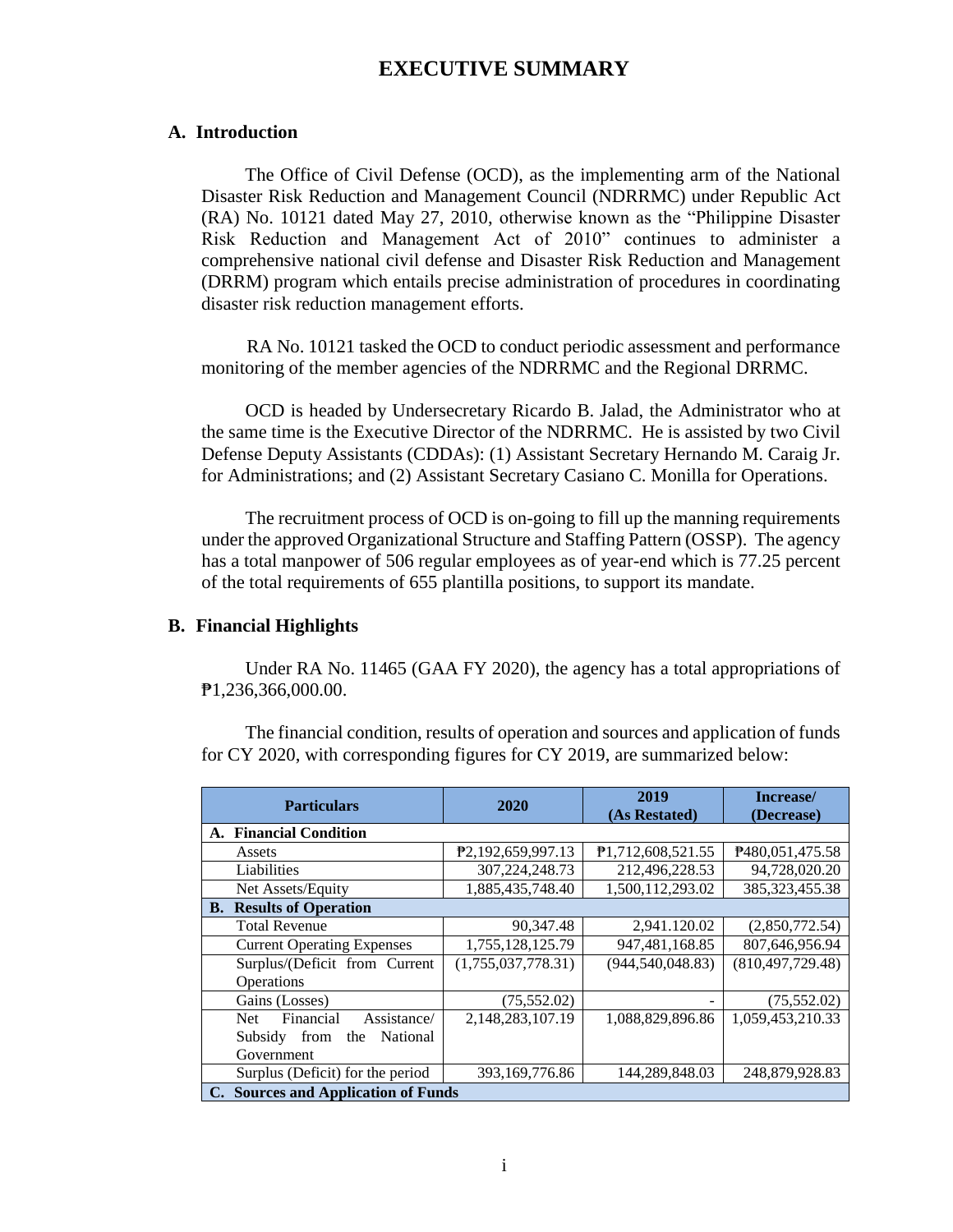# EXECUTIVE SUMMARY

## A. Introduction

The Office of Civil Defense (OCD), as the implementing arm of the National Disaster Risk Reduction and Management Council (NDRRMC) under Republic Act (RA) No. 10121 dated May 27, 2010, otherwise known as the "Philippine Disaster Risk Reduction and Management Act of 2010" continues to administer a comprehensive national civil defense and Disaster Risk Reduction and Management (DRRM) program which entails precise administration of procedures in coordinating disaster risk reduction management efforts.

RA No. 10121 tasked the OCD to conduct periodic assessment and performance monitoring of the member agencies of the NDRRMC and the Regional DRRMC.

OCD is headed by Undersecretary Ricardo B. Jalad, the Administrator who at the same time is the Executive Director of the NDRRMC. He is assisted by two Civil Defense Deputy Assistants (CDDAs): (1) Assistant Secretary Hernando M. Caraig Jr. for Administrations; and (2) Assistant Secretary Casiano C. Monilla for Operations.

The recruitment process of OCD is on-going to fill up the manning requirements under the approved Organizational Structure and Staffing Pattern (OSSP). The agency has a total manpower of 506 regular employees as of year-end which is 77.25 percent of the total requirements of 655 plantilla positions, to support its mandate.

## B. Financial Highlights

Under RA No. 11465 (GAA FY 2020), the agency has a total appropriations of ₱1,236,366,000.00.

The financial condition, results of operation and sources and application of funds for CY 2020, with corresponding figures for CY 2019, are summarized below:

| Particulars | 2020 | 2019 (As Restated) | Increase/ (Decrease) |
|---|---|---|---|
| **A. Financial Condition** | | | |
| Assets | ₱2,192,659,997.13 | ₱1,712,608,521.55 | ₱480,051,475.58 |
| Liabilities | 307,224,248.73 | 212,496,228.53 | 94,728,020.20 |
| Net Assets/Equity | 1,885,435,748.40 | 1,500,112,293.02 | 385,323,455.38 |
| **B. Results of Operation** | | | |
| Total Revenue | 90,347.48 | 2,941.120.02 | (2,850,772.54) |
| Current Operating Expenses | 1,755,128,125.79 | 947,481,168.85 | 807,646,956.94 |
| Surplus/(Deficit from Current Operations | (1,755,037,778.31) | (944,540,048.83) | (810,497,729.48) |
| Gains (Losses) | (75,552.02) | - | (75,552.02) |
| Net Financial Assistance/ Subsidy from the National Government | 2,148,283,107.19 | 1,088,829,896.86 | 1,059,453,210.33 |
| Surplus (Deficit) for the period | 393,169,776.86 | 144,289,848.03 | 248,879,928.83 |
| **C. Sources and Application of Funds** | | | |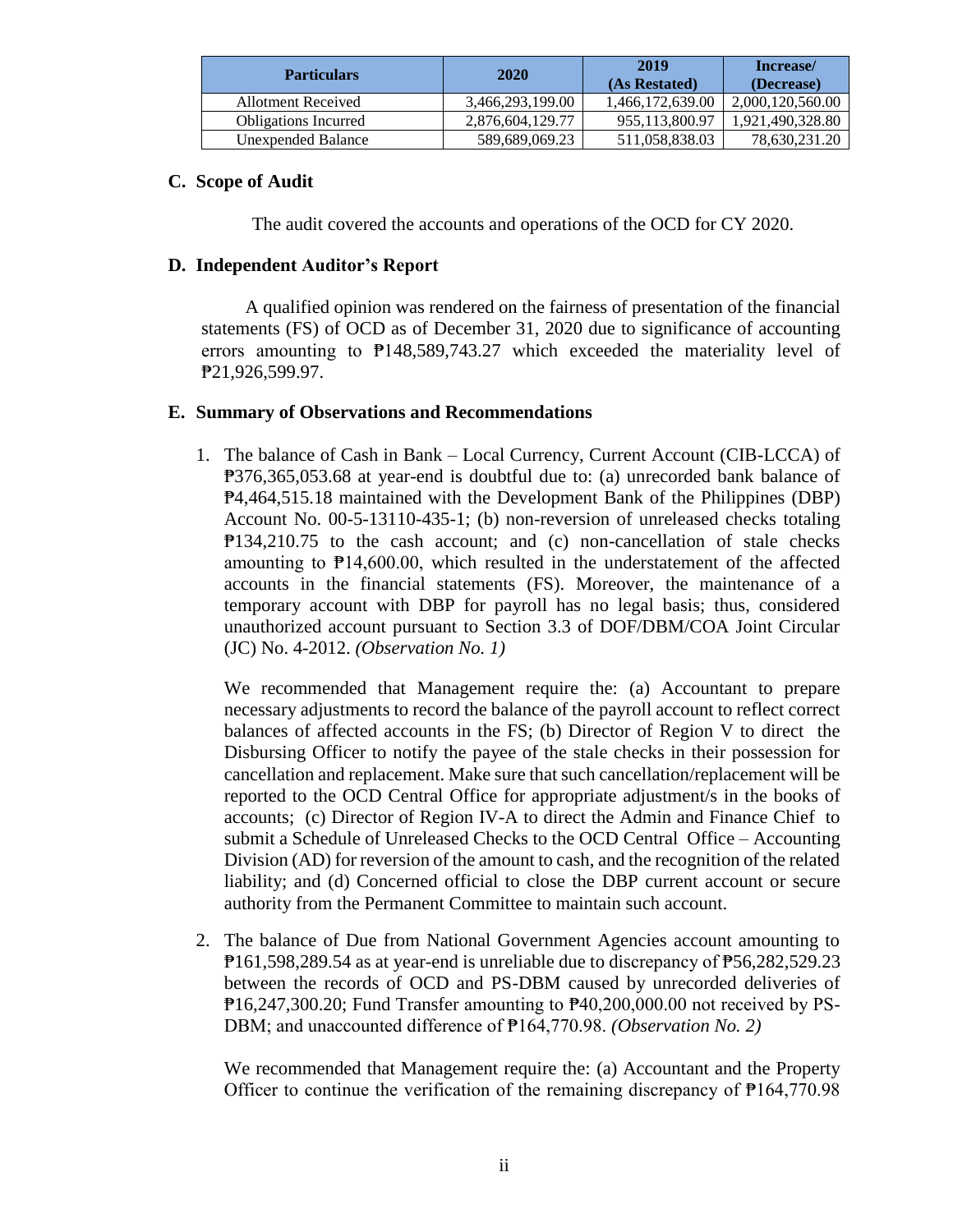| Particulars | 2020 | 2019 (As Restated) | Increase/ (Decrease) |
|---|---|---|---|
| Allotment Received | 3,466,293,199.00 | 1,466,172,639.00 | 2,000,120,560.00 |
| Obligations Incurred | 2,876,604,129.77 | 955,113,800.97 | 1,921,490,328.80 |
| Unexpended Balance | 589,689,069.23 | 511,058,838.03 | 78,630,231.20 |

## C. Scope of Audit

The audit covered the accounts and operations of the OCD for CY 2020.

## D. Independent Auditor's Report

A qualified opinion was rendered on the fairness of presentation of the financial statements (FS) of OCD as of December 31, 2020 due to significance of accounting errors amounting to ₱148,589,743.27 which exceeded the materiality level of ₱21,926,599.97.

## E. Summary of Observations and Recommendations

1. The balance of Cash in Bank – Local Currency, Current Account (CIB-LCCA) of ₱376,365,053.68 at year-end is doubtful due to: (a) unrecorded bank balance of ₱4,464,515.18 maintained with the Development Bank of the Philippines (DBP) Account No. 00-5-13110-435-1; (b) non-reversion of unreleased checks totaling ₱134,210.75 to the cash account; and (c) non-cancellation of stale checks amounting to ₱14,600.00, which resulted in the understatement of the affected accounts in the financial statements (FS). Moreover, the maintenance of a temporary account with DBP for payroll has no legal basis; thus, considered unauthorized account pursuant to Section 3.3 of DOF/DBM/COA Joint Circular (JC) No. 4-2012. *(Observation No. 1)*

   We recommended that Management require the: (a) Accountant to prepare necessary adjustments to record the balance of the payroll account to reflect correct balances of affected accounts in the FS; (b) Director of Region V to direct the Disbursing Officer to notify the payee of the stale checks in their possession for cancellation and replacement. Make sure that such cancellation/replacement will be reported to the OCD Central Office for appropriate adjustment/s in the books of accounts; (c) Director of Region IV-A to direct the Admin and Finance Chief to submit a Schedule of Unreleased Checks to the OCD Central Office – Accounting Division (AD) for reversion of the amount to cash, and the recognition of the related liability; and (d) Concerned official to close the DBP current account or secure authority from the Permanent Committee to maintain such account.

2. The balance of Due from National Government Agencies account amounting to ₱161,598,289.54 as at year-end is unreliable due to discrepancy of ₱56,282,529.23 between the records of OCD and PS-DBM caused by unrecorded deliveries of ₱16,247,300.20; Fund Transfer amounting to ₱40,200,000.00 not received by PS-DBM; and unaccounted difference of ₱164,770.98. *(Observation No. 2)*

   We recommended that Management require the: (a) Accountant and the Property Officer to continue the verification of the remaining discrepancy of ₱164,770.98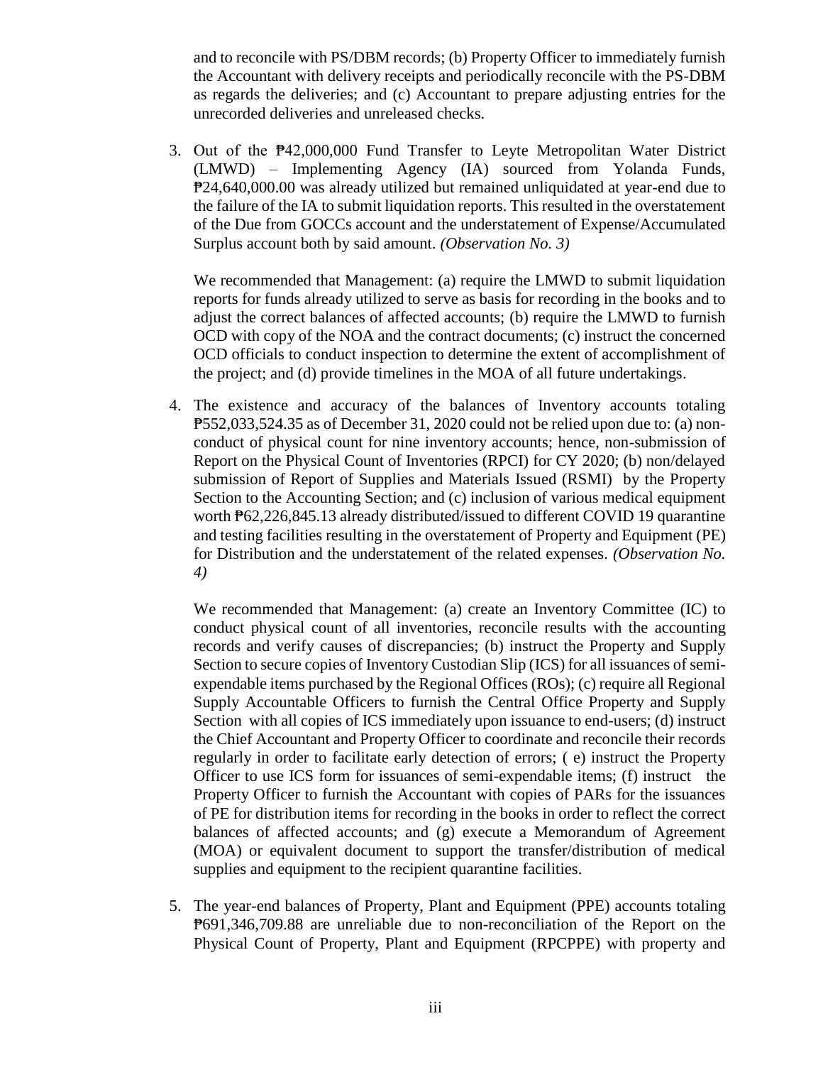and to reconcile with PS/DBM records; (b) Property Officer to immediately furnish the Accountant with delivery receipts and periodically reconcile with the PS-DBM as regards the deliveries; and (c) Accountant to prepare adjusting entries for the unrecorded deliveries and unreleased checks.

3. Out of the ₱42,000,000 Fund Transfer to Leyte Metropolitan Water District (LMWD) – Implementing Agency (IA) sourced from Yolanda Funds, ₱24,640,000.00 was already utilized but remained unliquidated at year-end due to the failure of the IA to submit liquidation reports. This resulted in the overstatement of the Due from GOCCs account and the understatement of Expense/Accumulated Surplus account both by said amount. *(Observation No. 3)*

   We recommended that Management: (a) require the LMWD to submit liquidation reports for funds already utilized to serve as basis for recording in the books and to adjust the correct balances of affected accounts; (b) require the LMWD to furnish OCD with copy of the NOA and the contract documents; (c) instruct the concerned OCD officials to conduct inspection to determine the extent of accomplishment of the project; and (d) provide timelines in the MOA of all future undertakings.

4. The existence and accuracy of the balances of Inventory accounts totaling ₱552,033,524.35 as of December 31, 2020 could not be relied upon due to: (a) non-conduct of physical count for nine inventory accounts; hence, non-submission of Report on the Physical Count of Inventories (RPCI) for CY 2020; (b) non/delayed submission of Report of Supplies and Materials Issued (RSMI) by the Property Section to the Accounting Section; and (c) inclusion of various medical equipment worth ₱62,226,845.13 already distributed/issued to different COVID 19 quarantine and testing facilities resulting in the overstatement of Property and Equipment (PE) for Distribution and the understatement of the related expenses. *(Observation No. 4)*

   We recommended that Management: (a) create an Inventory Committee (IC) to conduct physical count of all inventories, reconcile results with the accounting records and verify causes of discrepancies; (b) instruct the Property and Supply Section to secure copies of Inventory Custodian Slip (ICS) for all issuances of semi-expendable items purchased by the Regional Offices (ROs); (c) require all Regional Supply Accountable Officers to furnish the Central Office Property and Supply Section with all copies of ICS immediately upon issuance to end-users; (d) instruct the Chief Accountant and Property Officer to coordinate and reconcile their records regularly in order to facilitate early detection of errors; ( e) instruct the Property Officer to use ICS form for issuances of semi-expendable items; (f) instruct the Property Officer to furnish the Accountant with copies of PARs for the issuances of PE for distribution items for recording in the books in order to reflect the correct balances of affected accounts; and (g) execute a Memorandum of Agreement (MOA) or equivalent document to support the transfer/distribution of medical supplies and equipment to the recipient quarantine facilities.

5. The year-end balances of Property, Plant and Equipment (PPE) accounts totaling ₱691,346,709.88 are unreliable due to non-reconciliation of the Report on the Physical Count of Property, Plant and Equipment (RPCPPE) with property and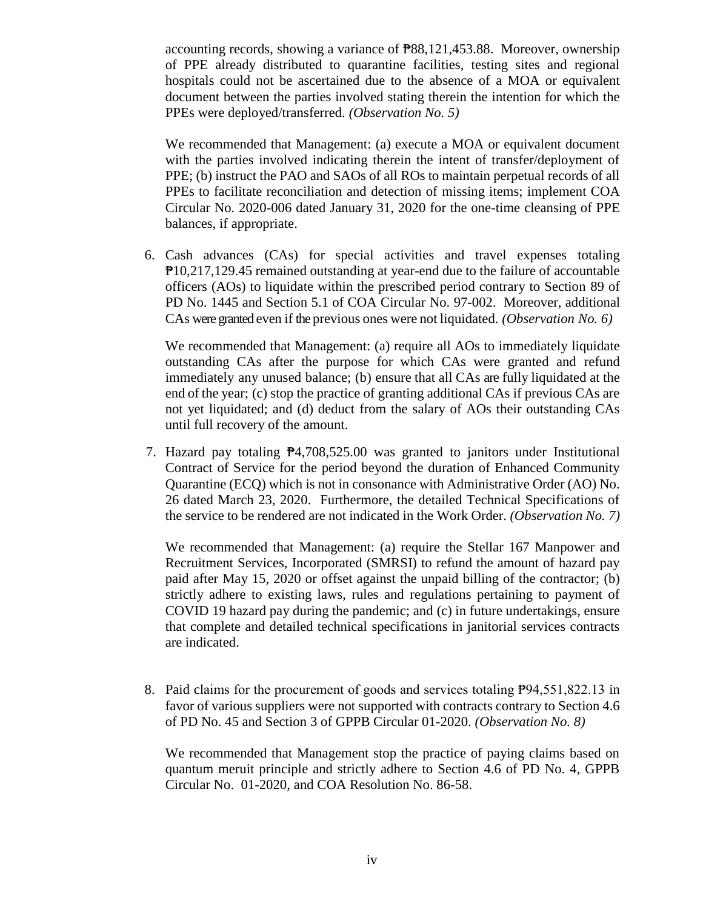accounting records, showing a variance of ₱88,121,453.88. Moreover, ownership of PPE already distributed to quarantine facilities, testing sites and regional hospitals could not be ascertained due to the absence of a MOA or equivalent document between the parties involved stating therein the intention for which the PPEs were deployed/transferred. *(Observation No. 5)*

We recommended that Management: (a) execute a MOA or equivalent document with the parties involved indicating therein the intent of transfer/deployment of PPE; (b) instruct the PAO and SAOs of all ROs to maintain perpetual records of all PPEs to facilitate reconciliation and detection of missing items; implement COA Circular No. 2020-006 dated January 31, 2020 for the one-time cleansing of PPE balances, if appropriate.

6. Cash advances (CAs) for special activities and travel expenses totaling ₱10,217,129.45 remained outstanding at year-end due to the failure of accountable officers (AOs) to liquidate within the prescribed period contrary to Section 89 of PD No. 1445 and Section 5.1 of COA Circular No. 97-002. Moreover, additional CAs were granted even if the previous ones were not liquidated. *(Observation No. 6)*

   We recommended that Management: (a) require all AOs to immediately liquidate outstanding CAs after the purpose for which CAs were granted and refund immediately any unused balance; (b) ensure that all CAs are fully liquidated at the end of the year; (c) stop the practice of granting additional CAs if previous CAs are not yet liquidated; and (d) deduct from the salary of AOs their outstanding CAs until full recovery of the amount.

7. Hazard pay totaling ₱4,708,525.00 was granted to janitors under Institutional Contract of Service for the period beyond the duration of Enhanced Community Quarantine (ECQ) which is not in consonance with Administrative Order (AO) No. 26 dated March 23, 2020. Furthermore, the detailed Technical Specifications of the service to be rendered are not indicated in the Work Order. *(Observation No. 7)*

   We recommended that Management: (a) require the Stellar 167 Manpower and Recruitment Services, Incorporated (SMRSI) to refund the amount of hazard pay paid after May 15, 2020 or offset against the unpaid billing of the contractor; (b) strictly adhere to existing laws, rules and regulations pertaining to payment of COVID 19 hazard pay during the pandemic; and (c) in future undertakings, ensure that complete and detailed technical specifications in janitorial services contracts are indicated.

8. Paid claims for the procurement of goods and services totaling ₱94,551,822.13 in favor of various suppliers were not supported with contracts contrary to Section 4.6 of PD No. 45 and Section 3 of GPPB Circular 01-2020. *(Observation No. 8)*

   We recommended that Management stop the practice of paying claims based on quantum meruit principle and strictly adhere to Section 4.6 of PD No. 4, GPPB Circular No. 01-2020, and COA Resolution No. 86-58.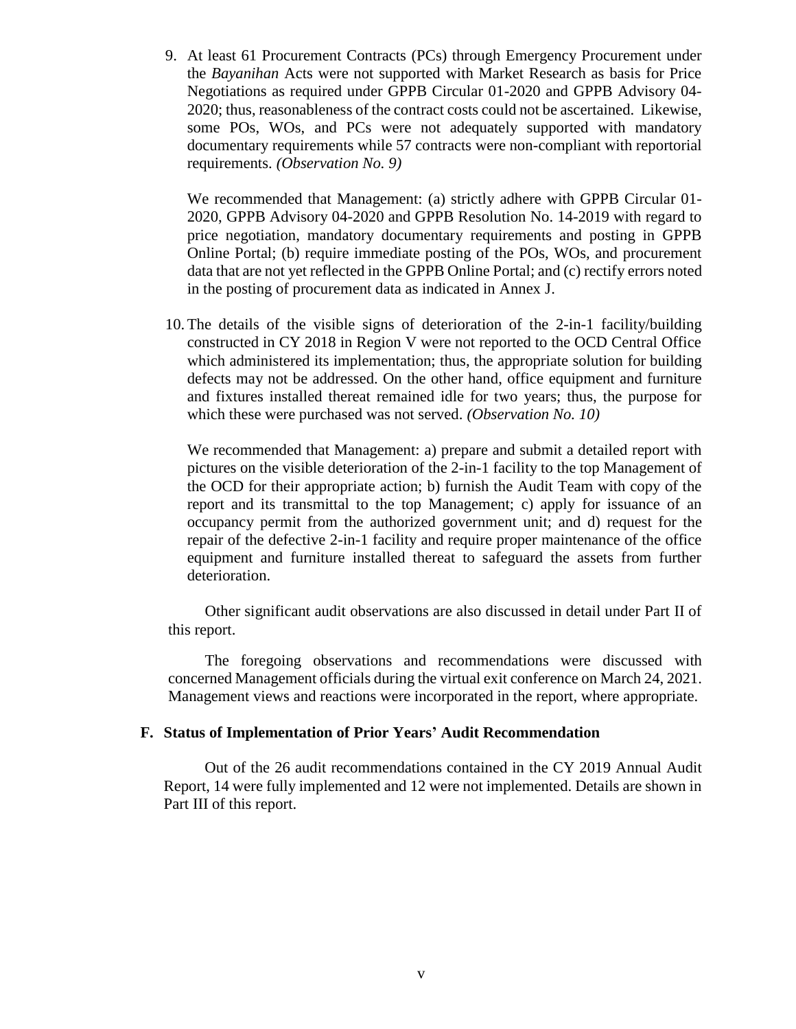9. At least 61 Procurement Contracts (PCs) through Emergency Procurement under the *Bayanihan* Acts were not supported with Market Research as basis for Price Negotiations as required under GPPB Circular 01-2020 and GPPB Advisory 04-2020; thus, reasonableness of the contract costs could not be ascertained. Likewise, some POs, WOs, and PCs were not adequately supported with mandatory documentary requirements while 57 contracts were non-compliant with reportorial requirements. *(Observation No. 9)*

   We recommended that Management: (a) strictly adhere with GPPB Circular 01-2020, GPPB Advisory 04-2020 and GPPB Resolution No. 14-2019 with regard to price negotiation, mandatory documentary requirements and posting in GPPB Online Portal; (b) require immediate posting of the POs, WOs, and procurement data that are not yet reflected in the GPPB Online Portal; and (c) rectify errors noted in the posting of procurement data as indicated in Annex J.

10. The details of the visible signs of deterioration of the 2-in-1 facility/building constructed in CY 2018 in Region V were not reported to the OCD Central Office which administered its implementation; thus, the appropriate solution for building defects may not be addressed. On the other hand, office equipment and furniture and fixtures installed thereat remained idle for two years; thus, the purpose for which these were purchased was not served. *(Observation No. 10)*

    We recommended that Management: a) prepare and submit a detailed report with pictures on the visible deterioration of the 2-in-1 facility to the top Management of the OCD for their appropriate action; b) furnish the Audit Team with copy of the report and its transmittal to the top Management; c) apply for issuance of an occupancy permit from the authorized government unit; and d) request for the repair of the defective 2-in-1 facility and require proper maintenance of the office equipment and furniture installed thereat to safeguard the assets from further deterioration.

Other significant audit observations are also discussed in detail under Part II of this report.

The foregoing observations and recommendations were discussed with concerned Management officials during the virtual exit conference on March 24, 2021. Management views and reactions were incorporated in the report, where appropriate.

## F. Status of Implementation of Prior Years' Audit Recommendation

Out of the 26 audit recommendations contained in the CY 2019 Annual Audit Report, 14 were fully implemented and 12 were not implemented. Details are shown in Part III of this report.